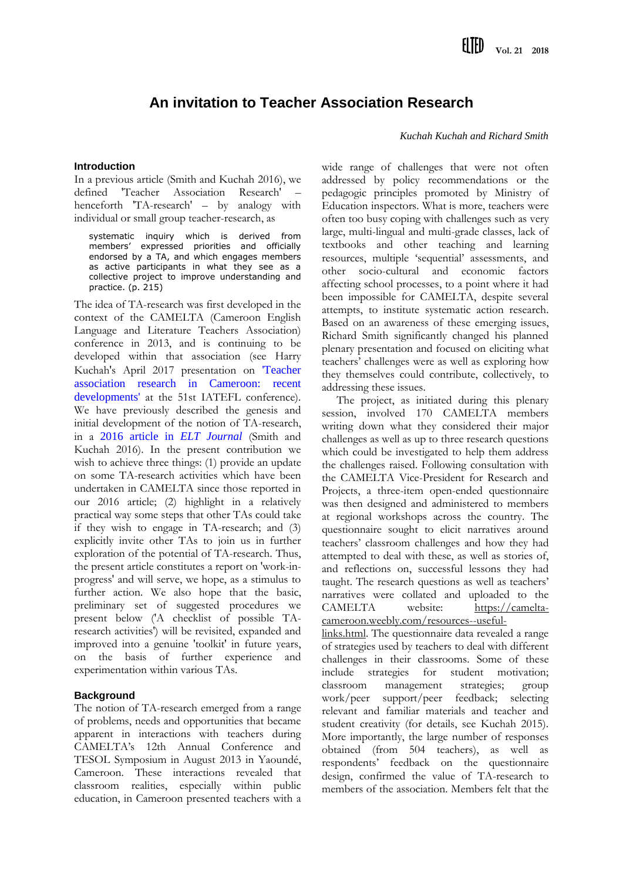# An invitation to Teacher Association Research

*Kuchah Kuchah and Richard Smith*

## Introduction

In a previous article (Smith and Kuchah 2016), we defined 'Teacher Association Research' – henceforth 'TA-research' – by analogy with individual or small group teacher-research, as

> systematic inquiry which is derived from members' expressed priorities and officially endorsed by a TA, and which engages members as active participants in what they see as a collective project to improve understanding and practice. (p. 215)

The idea of TA-research was first developed in the context of the CAMELTA (Cameroon English Language and Literature Teachers Association) conference in 2013, and is continuing to be developed within that association (see Harry Kuchah's April 2017 presentation on 'Teacher association research in Cameroon: recent developments' at the 51st IATEFL conference). We have previously described the genesis and initial development of the notion of TA-research, in a 2016 article in *ELT Journal* (Smith and Kuchah 2016). In the present contribution we wish to achieve three things: (1) provide an update on some TA-research activities which have been undertaken in CAMELTA since those reported in our 2016 article; (2) highlight in a relatively practical way some steps that other TAs could take if they wish to engage in TA-research; and (3) explicitly invite other TAs to join us in further exploration of the potential of TA-research. Thus, the present article constitutes a report on 'work-in-progress' and will serve, we hope, as a stimulus to further action. We also hope that the basic, preliminary set of suggested procedures we present below ('A checklist of possible TA-research activities') will be revisited, expanded and improved into a genuine 'toolkit' in future years, on the basis of further experience and experimentation within various TAs.

## Background

The notion of TA-research emerged from a range of problems, needs and opportunities that became apparent in interactions with teachers during CAMELTA's 12th Annual Conference and TESOL Symposium in August 2013 in Yaoundé, Cameroon. These interactions revealed that classroom realities, especially within public education, in Cameroon presented teachers with a wide range of challenges that were not often addressed by policy recommendations or the pedagogic principles promoted by Ministry of Education inspectors. What is more, teachers were often too busy coping with challenges such as very large, multi-lingual and multi-grade classes, lack of textbooks and other teaching and learning resources, multiple 'sequential' assessments, and other socio-cultural and economic factors affecting school processes, to a point where it had been impossible for CAMELTA, despite several attempts, to institute systematic action research. Based on an awareness of these emerging issues, Richard Smith significantly changed his planned plenary presentation and focused on eliciting what teachers' challenges were as well as exploring how they themselves could contribute, collectively, to addressing these issues.

The project, as initiated during this plenary session, involved 170 CAMELTA members writing down what they considered their major challenges as well as up to three research questions which could be investigated to help them address the challenges raised. Following consultation with the CAMELTA Vice-President for Research and Projects, a three-item open-ended questionnaire was then designed and administered to members at regional workshops across the country. The questionnaire sought to elicit narratives around teachers' classroom challenges and how they had attempted to deal with these, as well as stories of, and reflections on, successful lessons they had taught. The research questions as well as teachers' narratives were collated and uploaded to the CAMELTA website: https://camelta-cameroon.weebly.com/resources--useful-links.html. The questionnaire data revealed a range of strategies used by teachers to deal with different challenges in their classrooms. Some of these include strategies for student motivation; classroom management strategies; group work/peer support/peer feedback; selecting relevant and familiar materials and teacher and student creativity (for details, see Kuchah 2015). More importantly, the large number of responses obtained (from 504 teachers), as well as respondents' feedback on the questionnaire design, confirmed the value of TA-research to members of the association. Members felt that the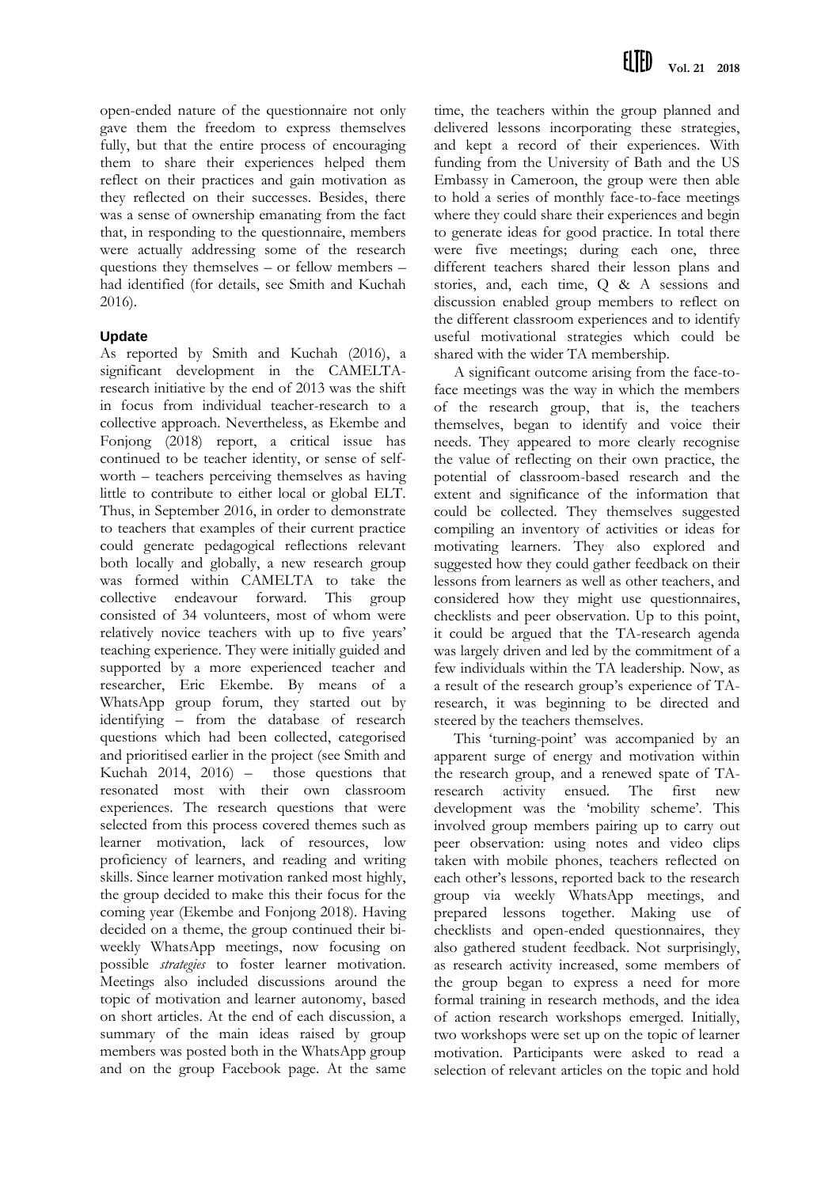open-ended nature of the questionnaire not only gave them the freedom to express themselves fully, but that the entire process of encouraging them to share their experiences helped them reflect on their practices and gain motivation as they reflected on their successes. Besides, there was a sense of ownership emanating from the fact that, in responding to the questionnaire, members were actually addressing some of the research questions they themselves – or fellow members – had identified (for details, see Smith and Kuchah 2016).

## Update

As reported by Smith and Kuchah (2016), a significant development in the CAMELTA-research initiative by the end of 2013 was the shift in focus from individual teacher-research to a collective approach. Nevertheless, as Ekembe and Fonjong (2018) report, a critical issue has continued to be teacher identity, or sense of self-worth – teachers perceiving themselves as having little to contribute to either local or global ELT. Thus, in September 2016, in order to demonstrate to teachers that examples of their current practice could generate pedagogical reflections relevant both locally and globally, a new research group was formed within CAMELTA to take the collective endeavour forward. This group consisted of 34 volunteers, most of whom were relatively novice teachers with up to five years' teaching experience. They were initially guided and supported by a more experienced teacher and researcher, Eric Ekembe. By means of a WhatsApp group forum, they started out by identifying – from the database of research questions which had been collected, categorised and prioritised earlier in the project (see Smith and Kuchah 2014, 2016) – those questions that resonated most with their own classroom experiences. The research questions that were selected from this process covered themes such as learner motivation, lack of resources, low proficiency of learners, and reading and writing skills. Since learner motivation ranked most highly, the group decided to make this their focus for the coming year (Ekembe and Fonjong 2018). Having decided on a theme, the group continued their bi-weekly WhatsApp meetings, now focusing on possible *strategies* to foster learner motivation. Meetings also included discussions around the topic of motivation and learner autonomy, based on short articles. At the end of each discussion, a summary of the main ideas raised by group members was posted both in the WhatsApp group and on the group Facebook page. At the same time, the teachers within the group planned and delivered lessons incorporating these strategies, and kept a record of their experiences. With funding from the University of Bath and the US Embassy in Cameroon, the group were then able to hold a series of monthly face-to-face meetings where they could share their experiences and begin to generate ideas for good practice. In total there were five meetings; during each one, three different teachers shared their lesson plans and stories, and, each time, Q & A sessions and discussion enabled group members to reflect on the different classroom experiences and to identify useful motivational strategies which could be shared with the wider TA membership.

A significant outcome arising from the face-to-face meetings was the way in which the members of the research group, that is, the teachers themselves, began to identify and voice their needs. They appeared to more clearly recognise the value of reflecting on their own practice, the potential of classroom-based research and the extent and significance of the information that could be collected. They themselves suggested compiling an inventory of activities or ideas for motivating learners. They also explored and suggested how they could gather feedback on their lessons from learners as well as other teachers, and considered how they might use questionnaires, checklists and peer observation. Up to this point, it could be argued that the TA-research agenda was largely driven and led by the commitment of a few individuals within the TA leadership. Now, as a result of the research group's experience of TA-research, it was beginning to be directed and steered by the teachers themselves.

This 'turning-point' was accompanied by an apparent surge of energy and motivation within the research group, and a renewed spate of TA-research activity ensued. The first new development was the 'mobility scheme'. This involved group members pairing up to carry out peer observation: using notes and video clips taken with mobile phones, teachers reflected on each other's lessons, reported back to the research group via weekly WhatsApp meetings, and prepared lessons together. Making use of checklists and open-ended questionnaires, they also gathered student feedback. Not surprisingly, as research activity increased, some members of the group began to express a need for more formal training in research methods, and the idea of action research workshops emerged. Initially, two workshops were set up on the topic of learner motivation. Participants were asked to read a selection of relevant articles on the topic and hold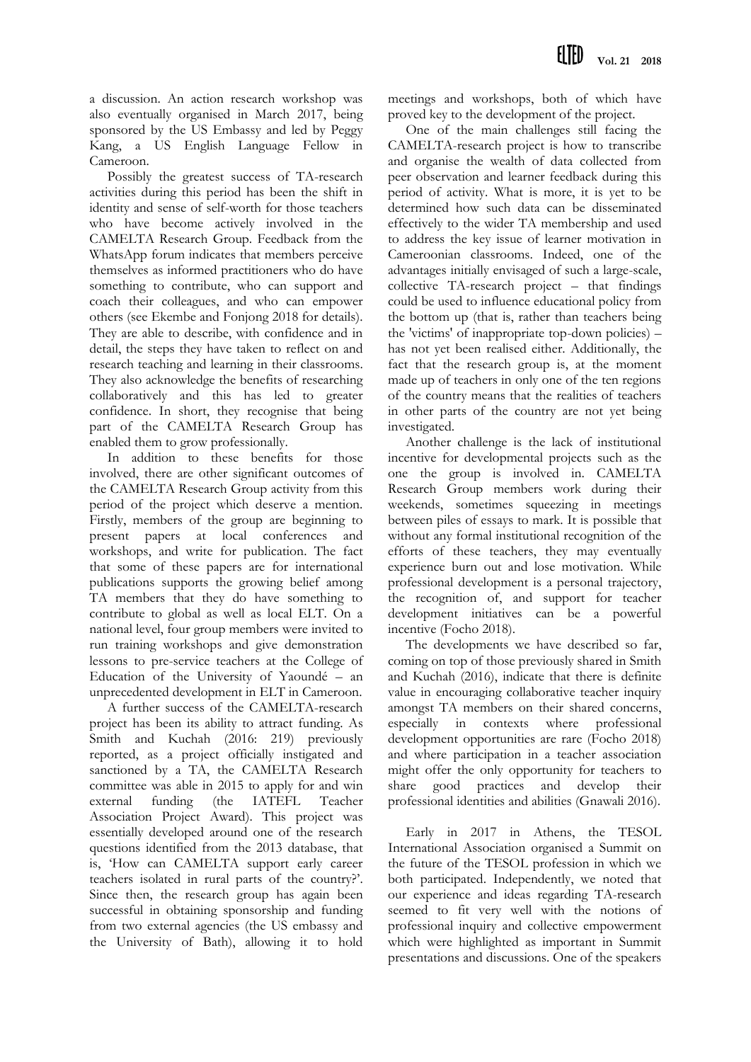a discussion. An action research workshop was also eventually organised in March 2017, being sponsored by the US Embassy and led by Peggy Kang, a US English Language Fellow in Cameroon.

Possibly the greatest success of TA-research activities during this period has been the shift in identity and sense of self-worth for those teachers who have become actively involved in the CAMELTA Research Group. Feedback from the WhatsApp forum indicates that members perceive themselves as informed practitioners who do have something to contribute, who can support and coach their colleagues, and who can empower others (see Ekembe and Fonjong 2018 for details). They are able to describe, with confidence and in detail, the steps they have taken to reflect on and research teaching and learning in their classrooms. They also acknowledge the benefits of researching collaboratively and this has led to greater confidence. In short, they recognise that being part of the CAMELTA Research Group has enabled them to grow professionally.

In addition to these benefits for those involved, there are other significant outcomes of the CAMELTA Research Group activity from this period of the project which deserve a mention. Firstly, members of the group are beginning to present papers at local conferences and workshops, and write for publication. The fact that some of these papers are for international publications supports the growing belief among TA members that they do have something to contribute to global as well as local ELT. On a national level, four group members were invited to run training workshops and give demonstration lessons to pre-service teachers at the College of Education of the University of Yaoundé – an unprecedented development in ELT in Cameroon.

A further success of the CAMELTA-research project has been its ability to attract funding. As Smith and Kuchah (2016: 219) previously reported, as a project officially instigated and sanctioned by a TA, the CAMELTA Research committee was able in 2015 to apply for and win external funding (the IATEFL Teacher Association Project Award). This project was essentially developed around one of the research questions identified from the 2013 database, that is, 'How can CAMELTA support early career teachers isolated in rural parts of the country?'. Since then, the research group has again been successful in obtaining sponsorship and funding from two external agencies (the US embassy and the University of Bath), allowing it to hold meetings and workshops, both of which have proved key to the development of the project.

One of the main challenges still facing the CAMELTA-research project is how to transcribe and organise the wealth of data collected from peer observation and learner feedback during this period of activity. What is more, it is yet to be determined how such data can be disseminated effectively to the wider TA membership and used to address the key issue of learner motivation in Cameroonian classrooms. Indeed, one of the advantages initially envisaged of such a large-scale, collective TA-research project – that findings could be used to influence educational policy from the bottom up (that is, rather than teachers being the 'victims' of inappropriate top-down policies) – has not yet been realised either. Additionally, the fact that the research group is, at the moment made up of teachers in only one of the ten regions of the country means that the realities of teachers in other parts of the country are not yet being investigated.

Another challenge is the lack of institutional incentive for developmental projects such as the one the group is involved in. CAMELTA Research Group members work during their weekends, sometimes squeezing in meetings between piles of essays to mark. It is possible that without any formal institutional recognition of the efforts of these teachers, they may eventually experience burn out and lose motivation. While professional development is a personal trajectory, the recognition of, and support for teacher development initiatives can be a powerful incentive (Focho 2018).

The developments we have described so far, coming on top of those previously shared in Smith and Kuchah (2016), indicate that there is definite value in encouraging collaborative teacher inquiry amongst TA members on their shared concerns, especially in contexts where professional development opportunities are rare (Focho 2018) and where participation in a teacher association might offer the only opportunity for teachers to share good practices and develop their professional identities and abilities (Gnawali 2016).

Early in 2017 in Athens, the TESOL International Association organised a Summit on the future of the TESOL profession in which we both participated. Independently, we noted that our experience and ideas regarding TA-research seemed to fit very well with the notions of professional inquiry and collective empowerment which were highlighted as important in Summit presentations and discussions. One of the speakers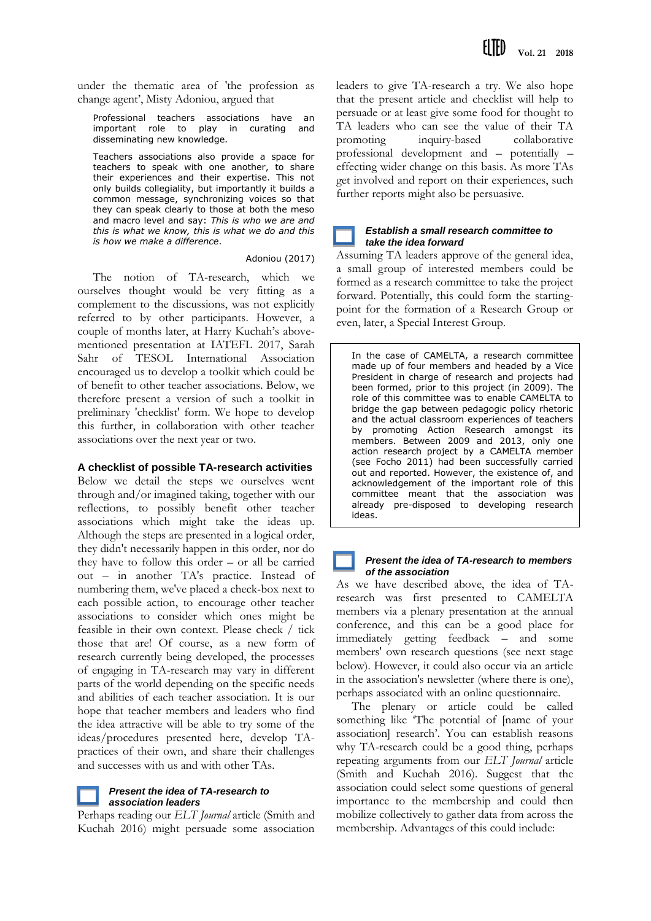under the thematic area of 'the profession as change agent', Misty Adoniou, argued that

> Professional teachers associations have an important role to play in curating and disseminating new knowledge.
>
> Teachers associations also provide a space for teachers to speak with one another, to share their experiences and their expertise. This not only builds collegiality, but importantly it builds a common message, synchronizing voices so that they can speak clearly to those at both the meso and macro level and say: *This is who we are and this is what we know, this is what we do and this is how we make a difference*.
>
> Adoniou (2017)

The notion of TA-research, which we ourselves thought would be very fitting as a complement to the discussions, was not explicitly referred to by other participants. However, a couple of months later, at Harry Kuchah's above-mentioned presentation at IATEFL 2017, Sarah Sahr of TESOL International Association encouraged us to develop a toolkit which could be of benefit to other teacher associations. Below, we therefore present a version of such a toolkit in preliminary 'checklist' form. We hope to develop this further, in collaboration with other teacher associations over the next year or two.

## A checklist of possible TA-research activities

Below we detail the steps we ourselves went through and/or imagined taking, together with our reflections, to possibly benefit other teacher associations which might take the ideas up. Although the steps are presented in a logical order, they didn't necessarily happen in this order, nor do they have to follow this order – or all be carried out – in another TA's practice. Instead of numbering them, we've placed a check-box next to each possible action, to encourage other teacher associations to consider which ones might be feasible in their own context. Please check / tick those that are! Of course, as a new form of research currently being developed, the processes of engaging in TA-research may vary in different parts of the world depending on the specific needs and abilities of each teacher association. It is our hope that teacher members and leaders who find the idea attractive will be able to try some of the ideas/procedures presented here, develop TA-practices of their own, and share their challenges and successes with us and with other TAs.

### ☐ *Present the idea of TA-research to association leaders*

Perhaps reading our *ELT Journal* article (Smith and Kuchah 2016) might persuade some association leaders to give TA-research a try. We also hope that the present article and checklist will help to persuade or at least give some food for thought to TA leaders who can see the value of their TA promoting inquiry-based collaborative professional development and – potentially – effecting wider change on this basis. As more TAs get involved and report on their experiences, such further reports might also be persuasive.

### ☐ *Establish a small research committee to take the idea forward*

Assuming TA leaders approve of the general idea, a small group of interested members could be formed as a research committee to take the project forward. Potentially, this could form the starting-point for the formation of a Research Group or even, later, a Special Interest Group.

> In the case of CAMELTA, a research committee made up of four members and headed by a Vice President in charge of research and projects had been formed, prior to this project (in 2009). The role of this committee was to enable CAMELTA to bridge the gap between pedagogic policy rhetoric and the actual classroom experiences of teachers by promoting Action Research amongst its members. Between 2009 and 2013, only one action research project by a CAMELTA member (see Focho 2011) had been successfully carried out and reported. However, the existence of, and acknowledgement of the important role of this committee meant that the association was already pre-disposed to developing research ideas.

### ☐ *Present the idea of TA-research to members of the association*

As we have described above, the idea of TA-research was first presented to CAMELTA members via a plenary presentation at the annual conference, and this can be a good place for immediately getting feedback – and some members' own research questions (see next stage below). However, it could also occur via an article in the association's newsletter (where there is one), perhaps associated with an online questionnaire.

The plenary or article could be called something like 'The potential of [name of your association] research'. You can establish reasons why TA-research could be a good thing, perhaps repeating arguments from our *ELT Journal* article (Smith and Kuchah 2016). Suggest that the association could select some questions of general importance to the membership and could then mobilize collectively to gather data from across the membership. Advantages of this could include: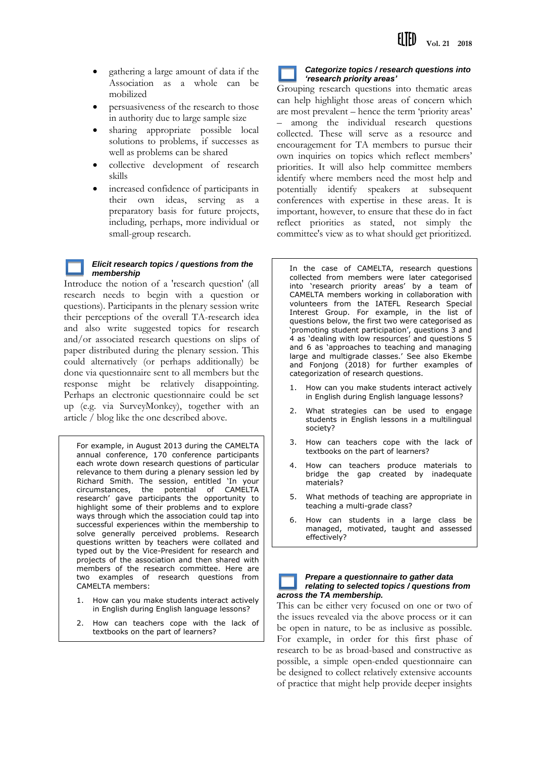- gathering a large amount of data if the Association as a whole can be mobilized
- persuasiveness of the research to those in authority due to large sample size
- sharing appropriate possible local solutions to problems, if successes as well as problems can be shared
- collective development of research skills
- increased confidence of participants in their own ideas, serving as a preparatory basis for future projects, including, perhaps, more individual or small-group research.

### *Elicit research topics / questions from the membership*

Introduce the notion of a 'research question' (all research needs to begin with a question or questions). Participants in the plenary session write their perceptions of the overall TA-research idea and also write suggested topics for research and/or associated research questions on slips of paper distributed during the plenary session. This could alternatively (or perhaps additionally) be done via questionnaire sent to all members but the response might be relatively disappointing. Perhaps an electronic questionnaire could be set up (e.g. via SurveyMonkey), together with an article / blog like the one described above.

> For example, in August 2013 during the CAMELTA annual conference, 170 conference participants each wrote down research questions of particular relevance to them during a plenary session led by Richard Smith. The session, entitled 'In your circumstances, the potential of CAMELTA research' gave participants the opportunity to highlight some of their problems and to explore ways through which the association could tap into successful experiences within the membership to solve generally perceived problems. Research questions written by teachers were collated and typed out by the Vice-President for research and projects of the association and then shared with members of the research committee. Here are two examples of research questions from CAMELTA members:
>
> 1. How can you make students interact actively in English during English language lessons?
> 2. How can teachers cope with the lack of textbooks on the part of learners?

### *Categorize topics / research questions into 'research priority areas'*

Grouping research questions into thematic areas can help highlight those areas of concern which are most prevalent – hence the term 'priority areas' – among the individual research questions collected. These will serve as a resource and encouragement for TA members to pursue their own inquiries on topics which reflect members' priorities. It will also help committee members identify where members need the most help and potentially identify speakers at subsequent conferences with expertise in these areas. It is important, however, to ensure that these do in fact reflect priorities as stated, not simply the committee's view as to what should get prioritized.

> In the case of CAMELTA, research questions collected from members were later categorised into 'research priority areas' by a team of CAMELTA members working in collaboration with volunteers from the IATEFL Research Special Interest Group. For example, in the list of questions below, the first two were categorised as 'promoting student participation', questions 3 and 4 as 'dealing with low resources' and questions 5 and 6 as 'approaches to teaching and managing large and multigrade classes.' See also Ekembe and Fonjong (2018) for further examples of categorization of research questions.
>
> 1. How can you make students interact actively in English during English language lessons?
> 2. What strategies can be used to engage students in English lessons in a multilingual society?
> 3. How can teachers cope with the lack of textbooks on the part of learners?
> 4. How can teachers produce materials to bridge the gap created by inadequate materials?
> 5. What methods of teaching are appropriate in teaching a multi-grade class?
> 6. How can students in a large class be managed, motivated, taught and assessed effectively?

### *Prepare a questionnaire to gather data relating to selected topics / questions from across the TA membership.*

This can be either very focused on one or two of the issues revealed via the above process or it can be open in nature, to be as inclusive as possible. For example, in order for this first phase of research to be as broad-based and constructive as possible, a simple open-ended questionnaire can be designed to collect relatively extensive accounts of practice that might help provide deeper insights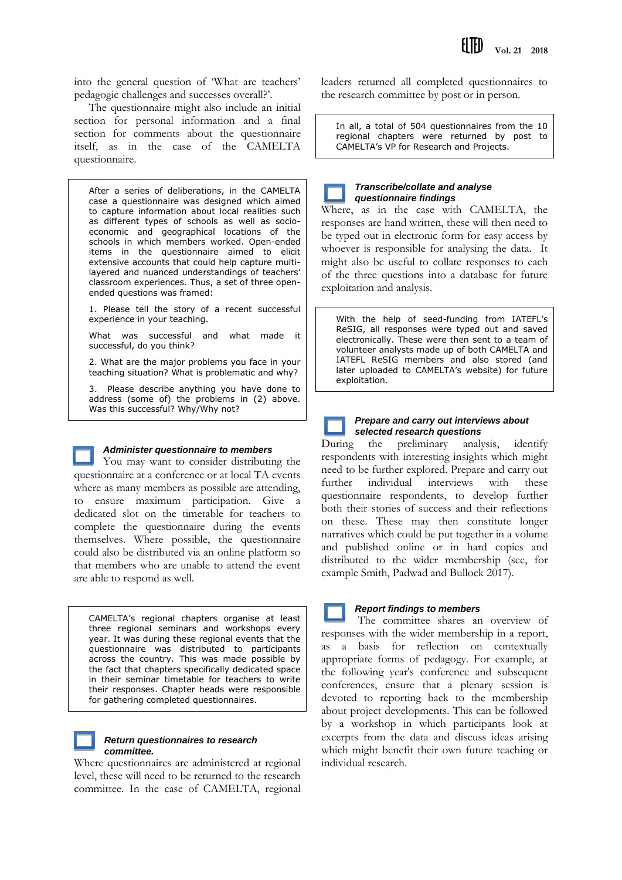into the general question of 'What are teachers' pedagogic challenges and successes overall?'.

The questionnaire might also include an initial section for personal information and a final section for comments about the questionnaire itself, as in the case of the CAMELTA questionnaire.

> After a series of deliberations, in the CAMELTA case a questionnaire was designed which aimed to capture information about local realities such as different types of schools as well as socio-economic and geographical locations of the schools in which members worked. Open-ended items in the questionnaire aimed to elicit extensive accounts that could help capture multi-layered and nuanced understandings of teachers' classroom experiences. Thus, a set of three open-ended questions was framed:
>
> 1. Please tell the story of a recent successful experience in your teaching.
>
> What was successful and what made it successful, do you think?
>
> 2. What are the major problems you face in your teaching situation? What is problematic and why?
>
> 3. Please describe anything you have done to address (some of) the problems in (2) above. Was this successful? Why/Why not?

### *Administer questionnaire to members*

You may want to consider distributing the questionnaire at a conference or at local TA events where as many members as possible are attending, to ensure maximum participation. Give a dedicated slot on the timetable for teachers to complete the questionnaire during the events themselves. Where possible, the questionnaire could also be distributed via an online platform so that members who are unable to attend the event are able to respond as well.

> CAMELTA's regional chapters organise at least three regional seminars and workshops every year. It was during these regional events that the questionnaire was distributed to participants across the country. This was made possible by the fact that chapters specifically dedicated space in their seminar timetable for teachers to write their responses. Chapter heads were responsible for gathering completed questionnaires.

### *Return questionnaires to research committee.*

Where questionnaires are administered at regional level, these will need to be returned to the research committee. In the case of CAMELTA, regional leaders returned all completed questionnaires to the research committee by post or in person.

> In all, a total of 504 questionnaires from the 10 regional chapters were returned by post to CAMELTA's VP for Research and Projects.

### *Transcribe/collate and analyse questionnaire findings*

Where, as in the case with CAMELTA, the responses are hand written, these will then need to be typed out in electronic form for easy access by whoever is responsible for analysing the data. It might also be useful to collate responses to each of the three questions into a database for future exploitation and analysis.

> With the help of seed-funding from IATEFL's ReSIG, all responses were typed out and saved electronically. These were then sent to a team of volunteer analysts made up of both CAMELTA and IATEFL ReSIG members and also stored (and later uploaded to CAMELTA's website) for future exploitation.

### *Prepare and carry out interviews about selected research questions*

During the preliminary analysis, identify respondents with interesting insights which might need to be further explored. Prepare and carry out further individual interviews with these questionnaire respondents, to develop further both their stories of success and their reflections on these. These may then constitute longer narratives which could be put together in a volume and published online or in hard copies and distributed to the wider membership (see, for example Smith, Padwad and Bullock 2017).

### *Report findings to members*

The committee shares an overview of responses with the wider membership in a report, as a basis for reflection on contextually appropriate forms of pedagogy. For example, at the following year's conference and subsequent conferences, ensure that a plenary session is devoted to reporting back to the membership about project developments. This can be followed by a workshop in which participants look at excerpts from the data and discuss ideas arising which might benefit their own future teaching or individual research.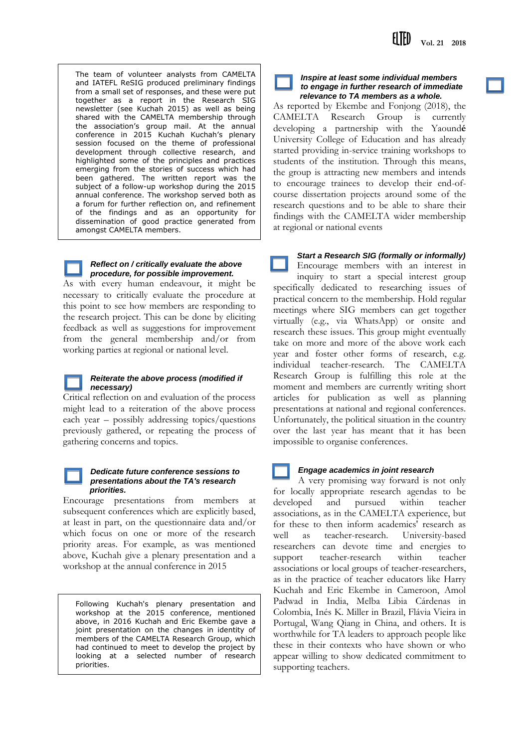The team of volunteer analysts from CAMELTA and IATEFL ReSIG produced preliminary findings from a small set of responses, and these were put together as a report in the Research SIG newsletter (see Kuchah 2015) as well as being shared with the CAMELTA membership through the association's group mail. At the annual conference in 2015 Kuchah Kuchah's plenary session focused on the theme of professional development through collective research, and highlighted some of the principles and practices emerging from the stories of success which had been gathered. The written report was the subject of a follow-up workshop during the 2015 annual conference. The workshop served both as a forum for further reflection on, and refinement of the findings and as an opportunity for dissemination of good practice generated from amongst CAMELTA members.

### *Reflect on / critically evaluate the above procedure, for possible improvement.*

As with every human endeavour, it might be necessary to critically evaluate the procedure at this point to see how members are responding to the research project. This can be done by eliciting feedback as well as suggestions for improvement from the general membership and/or from working parties at regional or national level.

### *Reiterate the above process (modified if necessary)*

Critical reflection on and evaluation of the process might lead to a reiteration of the above process each year – possibly addressing topics/questions previously gathered, or repeating the process of gathering concerns and topics.

### *Dedicate future conference sessions to presentations about the TA's research priorities.*

Encourage presentations from members at subsequent conferences which are explicitly based, at least in part, on the questionnaire data and/or which focus on one or more of the research priority areas. For example, as was mentioned above, Kuchah give a plenary presentation and a workshop at the annual conference in 2015

Following Kuchah's plenary presentation and workshop at the 2015 conference, mentioned above, in 2016 Kuchah and Eric Ekembe gave a joint presentation on the changes in identity of members of the CAMELTA Research Group, which had continued to meet to develop the project by looking at a selected number of research priorities.

### *Inspire at least some individual members to engage in further research of immediate relevance to TA members as a whole.*

As reported by Ekembe and Fonjong (2018), the CAMELTA Research Group is currently developing a partnership with the Yaoundé University College of Education and has already started providing in-service training workshops to students of the institution. Through this means, the group is attracting new members and intends to encourage trainees to develop their end-of-course dissertation projects around some of the research questions and to be able to share their findings with the CAMELTA wider membership at regional or national events

### *Start a Research SIG (formally or informally)*

Encourage members with an interest in inquiry to start a special interest group specifically dedicated to researching issues of practical concern to the membership. Hold regular meetings where SIG members can get together virtually (e.g., via WhatsApp) or onsite and research these issues. This group might eventually take on more and more of the above work each year and foster other forms of research, e.g. individual teacher-research. The CAMELTA Research Group is fulfilling this role at the moment and members are currently writing short articles for publication as well as planning presentations at national and regional conferences. Unfortunately, the political situation in the country over the last year has meant that it has been impossible to organise conferences.

### *Engage academics in joint research*

A very promising way forward is not only for locally appropriate research agendas to be developed and pursued within teacher associations, as in the CAMELTA experience, but for these to then inform academics' research as well as teacher-research. University-based researchers can devote time and energies to support teacher-research within teacher associations or local groups of teacher-researchers, as in the practice of teacher educators like Harry Kuchah and Eric Ekembe in Cameroon, Amol Padwad in India, Melba Libia Cárdenas in Colombia, Inés K. Miller in Brazil, Flávia Vieira in Portugal, Wang Qiang in China, and others. It is worthwhile for TA leaders to approach people like these in their contexts who have shown or who appear willing to show dedicated commitment to supporting teachers.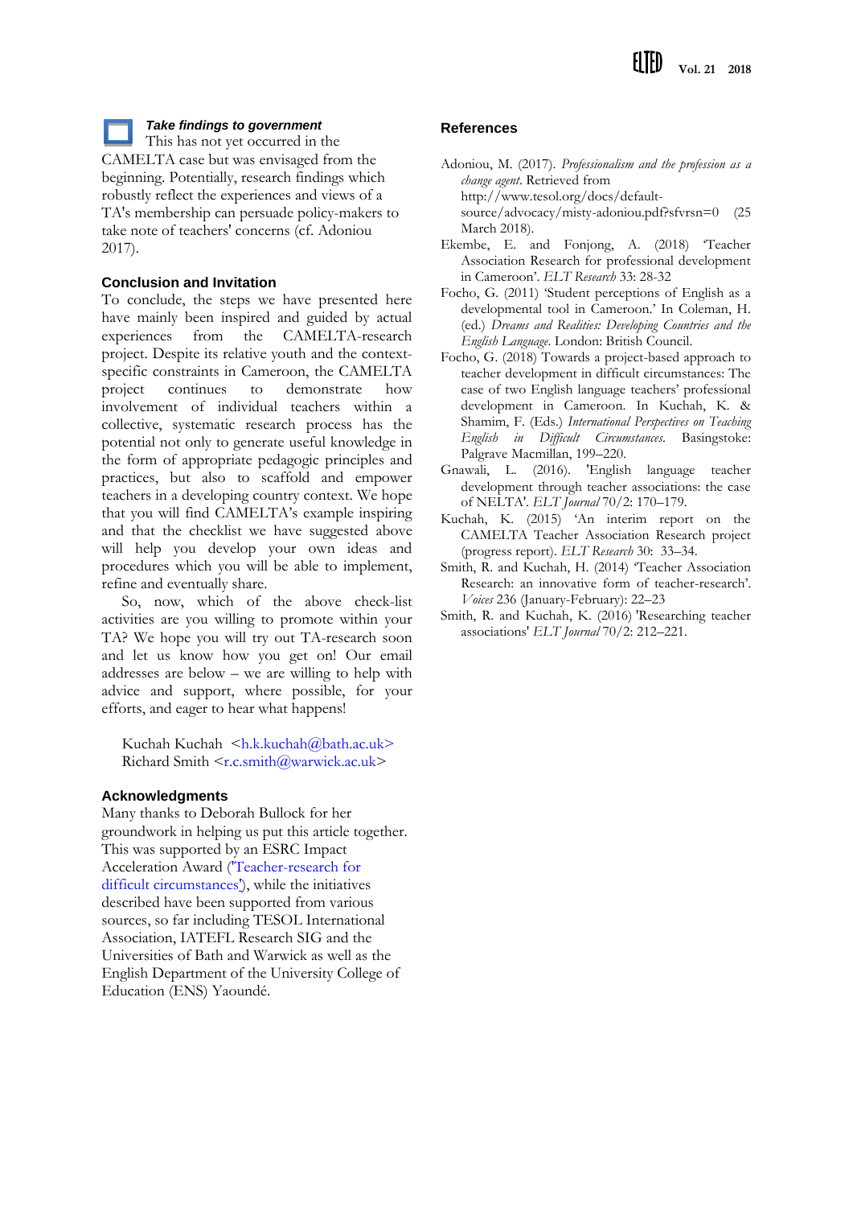***Take findings to government***

This has not yet occurred in the CAMELTA case but was envisaged from the beginning. Potentially, research findings which robustly reflect the experiences and views of a TA's membership can persuade policy-makers to take note of teachers' concerns (cf. Adoniou 2017).

### Conclusion and Invitation

To conclude, the steps we have presented here have mainly been inspired and guided by actual experiences from the CAMELTA-research project. Despite its relative youth and the context-specific constraints in Cameroon, the CAMELTA project continues to demonstrate how involvement of individual teachers within a collective, systematic research process has the potential not only to generate useful knowledge in the form of appropriate pedagogic principles and practices, but also to scaffold and empower teachers in a developing country context. We hope that you will find CAMELTA's example inspiring and that the checklist we have suggested above will help you develop your own ideas and procedures which you will be able to implement, refine and eventually share.

So, now, which of the above check-list activities are you willing to promote within your TA? We hope you will try out TA-research soon and let us know how you get on! Our email addresses are below – we are willing to help with advice and support, where possible, for your efforts, and eager to hear what happens!

Kuchah Kuchah <h.k.kuchah@bath.ac.uk>
Richard Smith <r.c.smith@warwick.ac.uk>

### Acknowledgments

Many thanks to Deborah Bullock for her groundwork in helping us put this article together. This was supported by an ESRC Impact Acceleration Award ('Teacher-research for difficult circumstances'), while the initiatives described have been supported from various sources, so far including TESOL International Association, IATEFL Research SIG and the Universities of Bath and Warwick as well as the English Department of the University College of Education (ENS) Yaoundé.

### References

Adoniou, M. (2017). *Professionalism and the profession as a change agent*. Retrieved from http://www.tesol.org/docs/default-source/advocacy/misty-adoniou.pdf?sfvrsn=0 (25 March 2018).

Ekembe, E. and Fonjong, A. (2018) 'Teacher Association Research for professional development in Cameroon'. *ELT Research* 33: 28-32

Focho, G. (2011) 'Student perceptions of English as a developmental tool in Cameroon.' In Coleman, H. (ed.) *Dreams and Realities: Developing Countries and the English Language*. London: British Council.

Focho, G. (2018) Towards a project-based approach to teacher development in difficult circumstances: The case of two English language teachers' professional development in Cameroon. In Kuchah, K. & Shamim, F. (Eds.) *International Perspectives on Teaching English in Difficult Circumstances*. Basingstoke: Palgrave Macmillan, 199–220.

Gnawali, L. (2016). 'English language teacher development through teacher associations: the case of NELTA'. *ELT Journal* 70/2: 170–179.

Kuchah, K. (2015) 'An interim report on the CAMELTA Teacher Association Research project (progress report). *ELT Research* 30: 33–34.

Smith, R. and Kuchah, H. (2014) 'Teacher Association Research: an innovative form of teacher-research'. *Voices* 236 (January-February): 22–23

Smith, R. and Kuchah, K. (2016) 'Researching teacher associations' *ELT Journal* 70/2: 212–221.